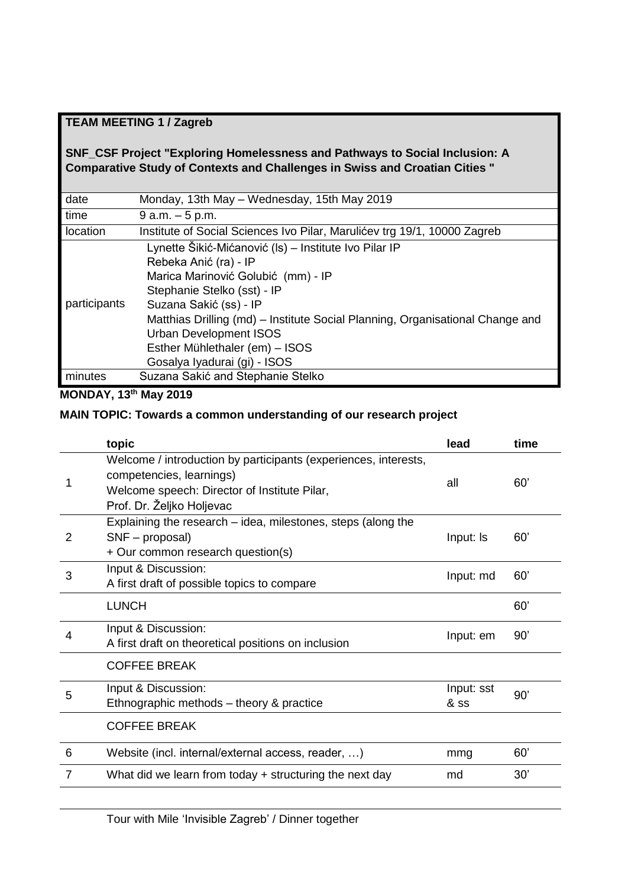| **TEAM MEETING 1 / Zagreb**<br><br>**SNF_CSF Project "Exploring Homelessness and Pathways to Social Inclusion: A Comparative Study of Contexts and Challenges in Swiss and Croatian Cities "** | |
|---|---|
| date | Monday, 13th May – Wednesday, 15th May 2019 |
| time | 9 a.m. – 5 p.m. |
| location | Institute of Social Sciences Ivo Pilar, Marulićev trg 19/1, 10000 Zagreb |
| participants | Lynette Šikić-Mićanović (ls) – Institute Ivo Pilar IP<br>Rebeka Anić (ra) - IP<br>Marica Marinović Golubić (mm) - IP<br>Stephanie Stelko (sst) - IP<br>Suzana Sakić (ss) - IP<br>Matthias Drilling (md) – Institute Social Planning, Organisational Change and Urban Development ISOS<br>Esther Mühlethaler (em) – ISOS<br>Gosalya Iyadurai (gi) - ISOS |
| minutes | Suzana Sakić and Stephanie Stelko |

**MONDAY, 13th May 2019**

**MAIN TOPIC: Towards a common understanding of our research project**

| | **topic** | **lead** | **time** |
|---|---|---|---|
| 1 | Welcome / introduction by participants (experiences, interests, competencies, learnings)<br>Welcome speech: Director of Institute Pilar, Prof. Dr. Željko Holjevac | all | 60' |
| 2 | Explaining the research – idea, milestones, steps (along the SNF – proposal)<br>+ Our common research question(s) | Input: ls | 60' |
| 3 | Input & Discussion:<br>A first draft of possible topics to compare | Input: md | 60' |
| | LUNCH | | 60' |
| 4 | Input & Discussion:<br>A first draft on theoretical positions on inclusion | Input: em | 90' |
| | COFFEE BREAK | | |
| 5 | Input & Discussion:<br>Ethnographic methods – theory & practice | Input: sst & ss | 90' |
| | COFFEE BREAK | | |
| 6 | Website (incl. internal/external access, reader, …) | mmg | 60' |
| 7 | What did we learn from today + structuring the next day | md | 30' |
| | | | |
| | Tour with Mile 'Invisible Zagreb' / Dinner together | | |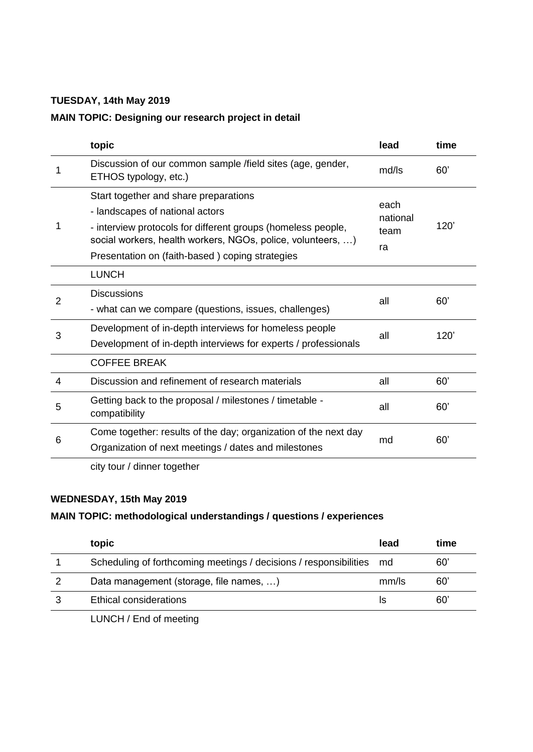**TUESDAY, 14th May 2019**

**MAIN TOPIC: Designing our research project in detail**

| | topic | lead | time |
|---|---|---|---|
| 1 | Discussion of our common sample /field sites (age, gender, ETHOS typology, etc.) | md/ls | 60’ |
| 1 | Start together and share preparations<br>- landscapes of national actors<br>- interview protocols for different groups (homeless people, social workers, health workers, NGOs, police, volunteers, …)<br>Presentation on (faith-based ) coping strategies | each national team<br>ra | 120’ |
| | LUNCH | | |
| 2 | Discussions<br>- what can we compare (questions, issues, challenges) | all | 60’ |
| 3 | Development of in-depth interviews for homeless people<br>Development of in-depth interviews for experts / professionals | all | 120’ |
| | COFFEE BREAK | | |
| 4 | Discussion and refinement of research materials | all | 60’ |
| 5 | Getting back to the proposal / milestones / timetable - compatibility | all | 60’ |
| 6 | Come together: results of the day; organization of the next day<br>Organization of next meetings / dates and milestones | md | 60’ |
| | city tour / dinner together | | |

**WEDNESDAY, 15th May 2019**

**MAIN TOPIC: methodological understandings / questions / experiences**

| | topic | lead | time |
|---|---|---|---|
| 1 | Scheduling of forthcoming meetings / decisions / responsibilities | md | 60’ |
| 2 | Data management (storage, file names, …) | mm/ls | 60’ |
| 3 | Ethical considerations | ls | 60’ |
| | LUNCH / End of meeting | | |